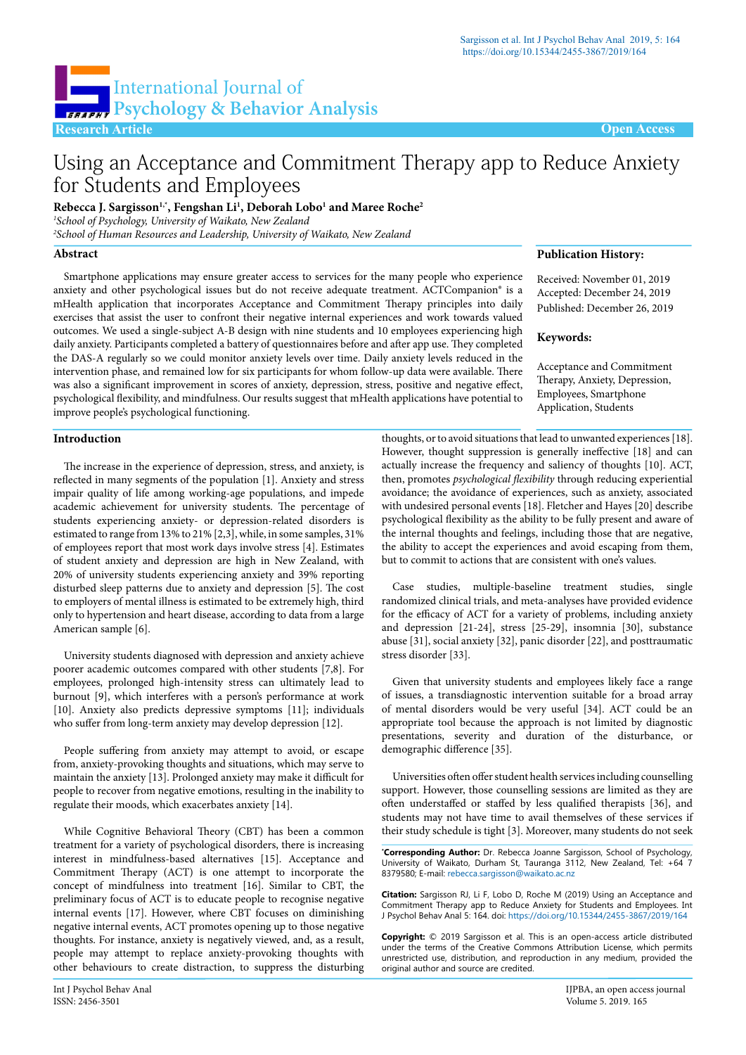Research Article

Open Access

# Using an Acceptance and Commitment Therapy app to Reduce Anxiety for Students and Employees

**Rebecca J. Sargisson[1,*], Fengshan Li[1], Deborah Lobo[1] and Maree Roche[2]**

[1]*School of Psychology, University of Waikato, New Zealand*

[2]*School of Human Resources and Leadership, University of Waikato, New Zealand*

## Abstract

Smartphone applications may ensure greater access to services for the many people who experience anxiety and other psychological issues but do not receive adequate treatment. ACTCompanion® is a mHealth application that incorporates Acceptance and Commitment Therapy principles into daily exercises that assist the user to confront their negative internal experiences and work towards valued outcomes. We used a single-subject A-B design with nine students and 10 employees experiencing high daily anxiety. Participants completed a battery of questionnaires before and after app use. They completed the DAS-A regularly so we could monitor anxiety levels over time. Daily anxiety levels reduced in the intervention phase, and remained low for six participants for whom follow-up data were available. There was also a significant improvement in scores of anxiety, depression, stress, positive and negative effect, psychological flexibility, and mindfulness. Our results suggest that mHealth applications have potential to improve people's psychological functioning.

**Publication History:**

Received: November 01, 2019
Accepted: December 24, 2019
Published: December 26, 2019

**Keywords:**

Acceptance and Commitment Therapy, Anxiety, Depression, Employees, Smartphone Application, Students

## Introduction

The increase in the experience of depression, stress, and anxiety, is reflected in many segments of the population [1]. Anxiety and stress impair quality of life among working-age populations, and impede academic achievement for university students. The percentage of students experiencing anxiety- or depression-related disorders is estimated to range from 13% to 21% [2,3], while, in some samples, 31% of employees report that most work days involve stress [4]. Estimates of student anxiety and depression are high in New Zealand, with 20% of university students experiencing anxiety and 39% reporting disturbed sleep patterns due to anxiety and depression [5]. The cost to employers of mental illness is estimated to be extremely high, third only to hypertension and heart disease, according to data from a large American sample [6].

University students diagnosed with depression and anxiety achieve poorer academic outcomes compared with other students [7,8]. For employees, prolonged high-intensity stress can ultimately lead to burnout [9], which interferes with a person's performance at work [10]. Anxiety also predicts depressive symptoms [11]; individuals who suffer from long-term anxiety may develop depression [12].

People suffering from anxiety may attempt to avoid, or escape from, anxiety-provoking thoughts and situations, which may serve to maintain the anxiety [13]. Prolonged anxiety may make it difficult for people to recover from negative emotions, resulting in the inability to regulate their moods, which exacerbates anxiety [14].

While Cognitive Behavioral Theory (CBT) has been a common treatment for a variety of psychological disorders, there is increasing interest in mindfulness-based alternatives [15]. Acceptance and Commitment Therapy (ACT) is one attempt to incorporate the concept of mindfulness into treatment [16]. Similar to CBT, the preliminary focus of ACT is to educate people to recognise negative internal events [17]. However, where CBT focuses on diminishing negative internal events, ACT promotes opening up to those negative thoughts. For instance, anxiety is negatively viewed, and, as a result, people may attempt to replace anxiety-provoking thoughts with other behaviours to create distraction, to suppress the disturbing thoughts, or to avoid situations that lead to unwanted experiences [18]. However, thought suppression is generally ineffective [18] and can actually increase the frequency and saliency of thoughts [10]. ACT, then, promotes *psychological flexibility* through reducing experiential avoidance; the avoidance of experiences, such as anxiety, associated with undesired personal events [18]. Fletcher and Hayes [20] describe psychological flexibility as the ability to be fully present and aware of the internal thoughts and feelings, including those that are negative, the ability to accept the experiences and avoid escaping from them, but to commit to actions that are consistent with one's values.

Case studies, multiple-baseline treatment studies, single randomized clinical trials, and meta-analyses have provided evidence for the efficacy of ACT for a variety of problems, including anxiety and depression [21-24], stress [25-29], insomnia [30], substance abuse [31], social anxiety [32], panic disorder [22], and posttraumatic stress disorder [33].

Given that university students and employees likely face a range of issues, a transdiagnostic intervention suitable for a broad array of mental disorders would be very useful [34]. ACT could be an appropriate tool because the approach is not limited by diagnostic presentations, severity and duration of the disturbance, or demographic difference [35].

Universities often offer student health services including counselling support. However, those counselling sessions are limited as they are often understaffed or staffed by less qualified therapists [36], and students may not have time to avail themselves of these services if their study schedule is tight [3]. Moreover, many students do not seek

**\*Corresponding Author:** Dr. Rebecca Joanne Sargisson, School of Psychology, University of Waikato, Durham St, Tauranga 3112, New Zealand, Tel: +64 7 8379580; E-mail: rebecca.sargisson@waikato.ac.nz

**Citation:** Sargisson RJ, Li F, Lobo D, Roche M (2019) Using an Acceptance and Commitment Therapy app to Reduce Anxiety for Students and Employees. Int J Psychol Behav Anal 5: 164. doi: https://doi.org/10.15344/2455-3867/2019/164

**Copyright:** © 2019 Sargisson et al. This is an open-access article distributed under the terms of the Creative Commons Attribution License, which permits unrestricted use, distribution, and reproduction in any medium, provided the original author and source are credited.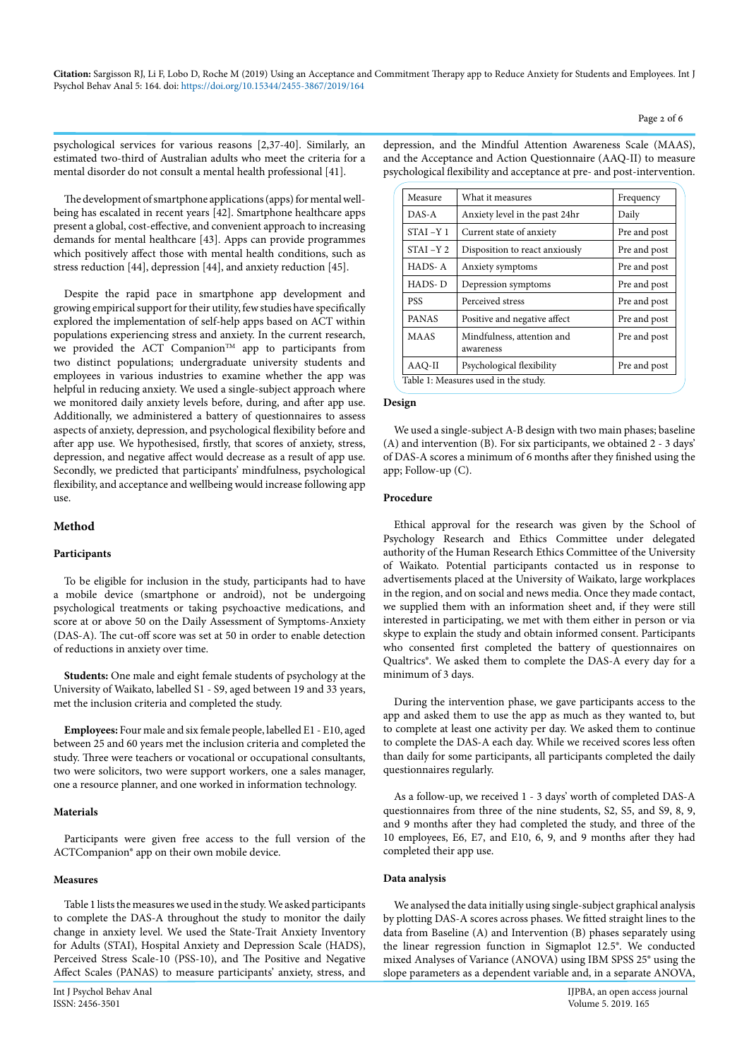psychological services for various reasons [2,37-40]. Similarly, an estimated two-third of Australian adults who meet the criteria for a mental disorder do not consult a mental health professional [41].

The development of smartphone applications (apps) for mental well-being has escalated in recent years [42]. Smartphone healthcare apps present a global, cost-effective, and convenient approach to increasing demands for mental healthcare [43]. Apps can provide programmes which positively affect those with mental health conditions, such as stress reduction [44], depression [44], and anxiety reduction [45].

Despite the rapid pace in smartphone app development and growing empirical support for their utility, few studies have specifically explored the implementation of self-help apps based on ACT within populations experiencing stress and anxiety. In the current research, we provided the ACT Companion™ app to participants from two distinct populations; undergraduate university students and employees in various industries to examine whether the app was helpful in reducing anxiety. We used a single-subject approach where we monitored daily anxiety levels before, during, and after app use. Additionally, we administered a battery of questionnaires to assess aspects of anxiety, depression, and psychological flexibility before and after app use. We hypothesised, firstly, that scores of anxiety, stress, depression, and negative affect would decrease as a result of app use. Secondly, we predicted that participants' mindfulness, psychological flexibility, and acceptance and wellbeing would increase following app use.

## Method

### Participants

To be eligible for inclusion in the study, participants had to have a mobile device (smartphone or android), not be undergoing psychological treatments or taking psychoactive medications, and score at or above 50 on the Daily Assessment of Symptoms-Anxiety (DAS-A). The cut-off score was set at 50 in order to enable detection of reductions in anxiety over time.

**Students:** One male and eight female students of psychology at the University of Waikato, labelled S1 - S9, aged between 19 and 33 years, met the inclusion criteria and completed the study.

**Employees:** Four male and six female people, labelled E1 - E10, aged between 25 and 60 years met the inclusion criteria and completed the study. Three were teachers or vocational or occupational consultants, two were solicitors, two were support workers, one a sales manager, one a resource planner, and one worked in information technology.

### Materials

Participants were given free access to the full version of the ACTCompanion® app on their own mobile device.

### Measures

Table 1 lists the measures we used in the study. We asked participants to complete the DAS-A throughout the study to monitor the daily change in anxiety level. We used the State-Trait Anxiety Inventory for Adults (STAI), Hospital Anxiety and Depression Scale (HADS), Perceived Stress Scale-10 (PSS-10), and The Positive and Negative Affect Scales (PANAS) to measure participants' anxiety, stress, and depression, and the Mindful Attention Awareness Scale (MAAS), and the Acceptance and Action Questionnaire (AAQ-II) to measure psychological flexibility and acceptance at pre- and post-intervention.

| Measure | What it measures | Frequency |
|---|---|---|
| DAS-A | Anxiety level in the past 24hr | Daily |
| STAI –Y 1 | Current state of anxiety | Pre and post |
| STAI –Y 2 | Disposition to react anxiously | Pre and post |
| HADS- A | Anxiety symptoms | Pre and post |
| HADS- D | Depression symptoms | Pre and post |
| PSS | Perceived stress | Pre and post |
| PANAS | Positive and negative affect | Pre and post |
| MAAS | Mindfulness, attention and awareness | Pre and post |
| AAQ-II | Psychological flexibility | Pre and post |

Table 1: Measures used in the study.

### Design

We used a single-subject A-B design with two main phases; baseline (A) and intervention (B). For six participants, we obtained 2 - 3 days' of DAS-A scores a minimum of 6 months after they finished using the app; Follow-up (C).

### Procedure

Ethical approval for the research was given by the School of Psychology Research and Ethics Committee under delegated authority of the Human Research Ethics Committee of the University of Waikato. Potential participants contacted us in response to advertisements placed at the University of Waikato, large workplaces in the region, and on social and news media. Once they made contact, we supplied them with an information sheet and, if they were still interested in participating, we met with them either in person or via skype to explain the study and obtain informed consent. Participants who consented first completed the battery of questionnaires on Qualtrics®. We asked them to complete the DAS-A every day for a minimum of 3 days.

During the intervention phase, we gave participants access to the app and asked them to use the app as much as they wanted to, but to complete at least one activity per day. We asked them to continue to complete the DAS-A each day. While we received scores less often than daily for some participants, all participants completed the daily questionnaires regularly.

As a follow-up, we received 1 - 3 days' worth of completed DAS-A questionnaires from three of the nine students, S2, S5, and S9, 8, 9, and 9 months after they had completed the study, and three of the 10 employees, E6, E7, and E10, 6, 9, and 9 months after they had completed their app use.

### Data analysis

We analysed the data initially using single-subject graphical analysis by plotting DAS-A scores across phases. We fitted straight lines to the data from Baseline (A) and Intervention (B) phases separately using the linear regression function in Sigmaplot 12.5®. We conducted mixed Analyses of Variance (ANOVA) using IBM SPSS 25® using the slope parameters as a dependent variable and, in a separate ANOVA,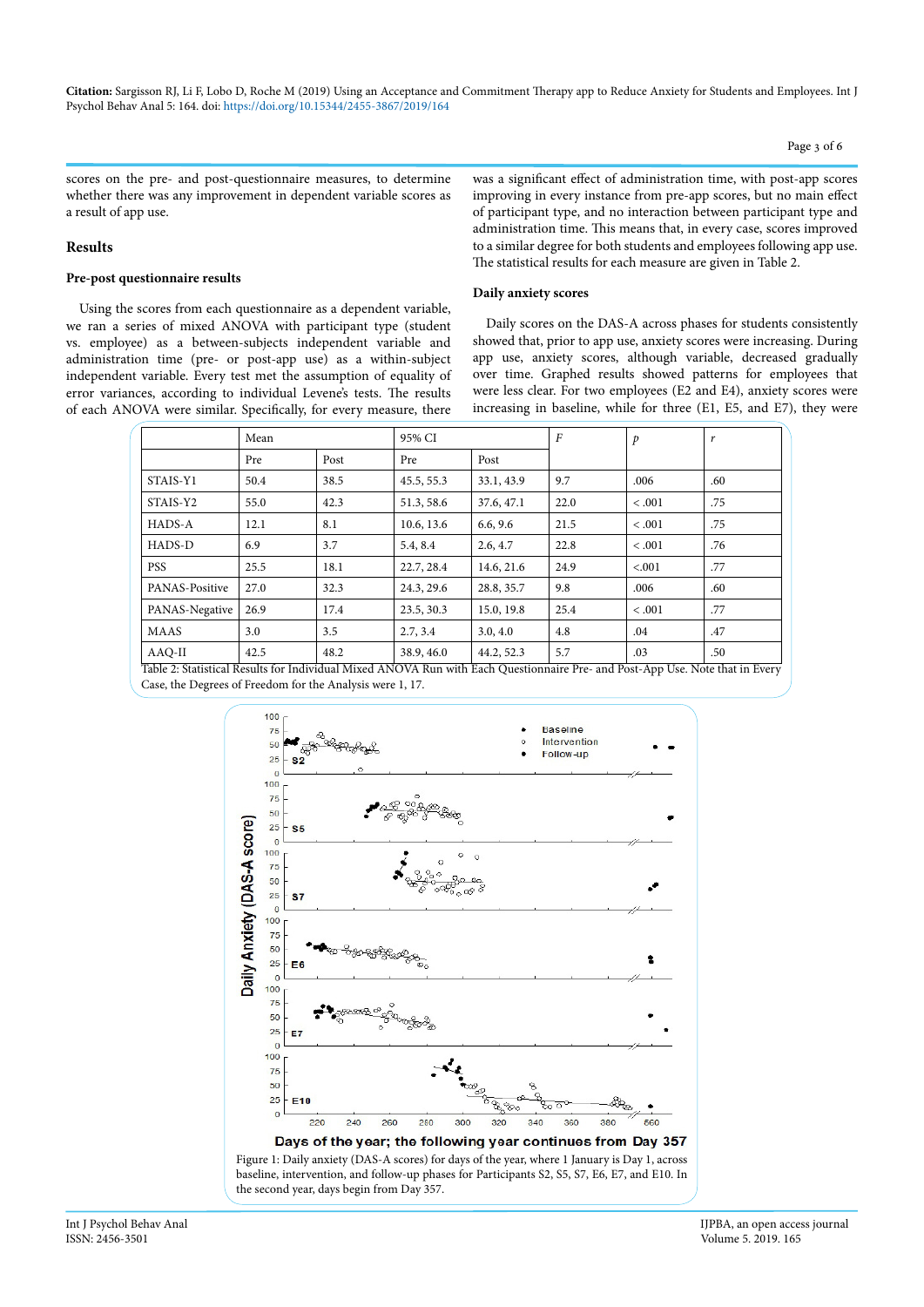scores on the pre- and post-questionnaire measures, to determine whether there was any improvement in dependent variable scores as a result of app use.

## Results

### Pre-post questionnaire results

Using the scores from each questionnaire as a dependent variable, we ran a series of mixed ANOVA with participant type (student vs. employee) as a between-subjects independent variable and administration time (pre- or post-app use) as a within-subject independent variable. Every test met the assumption of equality of error variances, according to individual Levene's tests. The results of each ANOVA were similar. Specifically, for every measure, there was a significant effect of administration time, with post-app scores improving in every instance from pre-app scores, but no main effect of participant type, and no interaction between participant type and administration time. This means that, in every case, scores improved to a similar degree for both students and employees following app use. The statistical results for each measure are given in Table 2.

### Daily anxiety scores

Daily scores on the DAS-A across phases for students consistently showed that, prior to app use, anxiety scores were increasing. During app use, anxiety scores, although variable, decreased gradually over time. Graphed results showed patterns for employees that were less clear. For two employees (E2 and E4), anxiety scores were increasing in baseline, while for three (E1, E5, and E7), they were

| | Mean | | 95% CI | | *F* | *p* | *r* |
|---|---|---|---|---|---|---|---|
| | Pre | Post | Pre | Post | | | |
| STAIS-Y1 | 50.4 | 38.5 | 45.5, 55.3 | 33.1, 43.9 | 9.7 | .006 | .60 |
| STAIS-Y2 | 55.0 | 42.3 | 51.3, 58.6 | 37.6, 47.1 | 22.0 | < .001 | .75 |
| HADS-A | 12.1 | 8.1 | 10.6, 13.6 | 6.6, 9.6 | 21.5 | < .001 | .75 |
| HADS-D | 6.9 | 3.7 | 5.4, 8.4 | 2.6, 4.7 | 22.8 | < .001 | .76 |
| PSS | 25.5 | 18.1 | 22.7, 28.4 | 14.6, 21.6 | 24.9 | <.001 | .77 |
| PANAS-Positive | 27.0 | 32.3 | 24.3, 29.6 | 28.8, 35.7 | 9.8 | .006 | .60 |
| PANAS-Negative | 26.9 | 17.4 | 23.5, 30.3 | 15.0, 19.8 | 25.4 | < .001 | .77 |
| MAAS | 3.0 | 3.5 | 2.7, 3.4 | 3.0, 4.0 | 4.8 | .04 | .47 |
| AAQ-II | 42.5 | 48.2 | 38.9, 46.0 | 44.2, 52.3 | 5.7 | .03 | .50 |

Table 2: Statistical Results for Individual Mixed ANOVA Run with Each Questionnaire Pre- and Post-App Use. Note that in Every Case, the Degrees of Freedom for the Analysis were 1, 17.

Figure 1: Daily anxiety (DAS-A scores) for days of the year, where 1 January is Day 1, across baseline, intervention, and follow-up phases for Participants S2, S5, S7, E6, E7, and E10. In the second year, days begin from Day 357.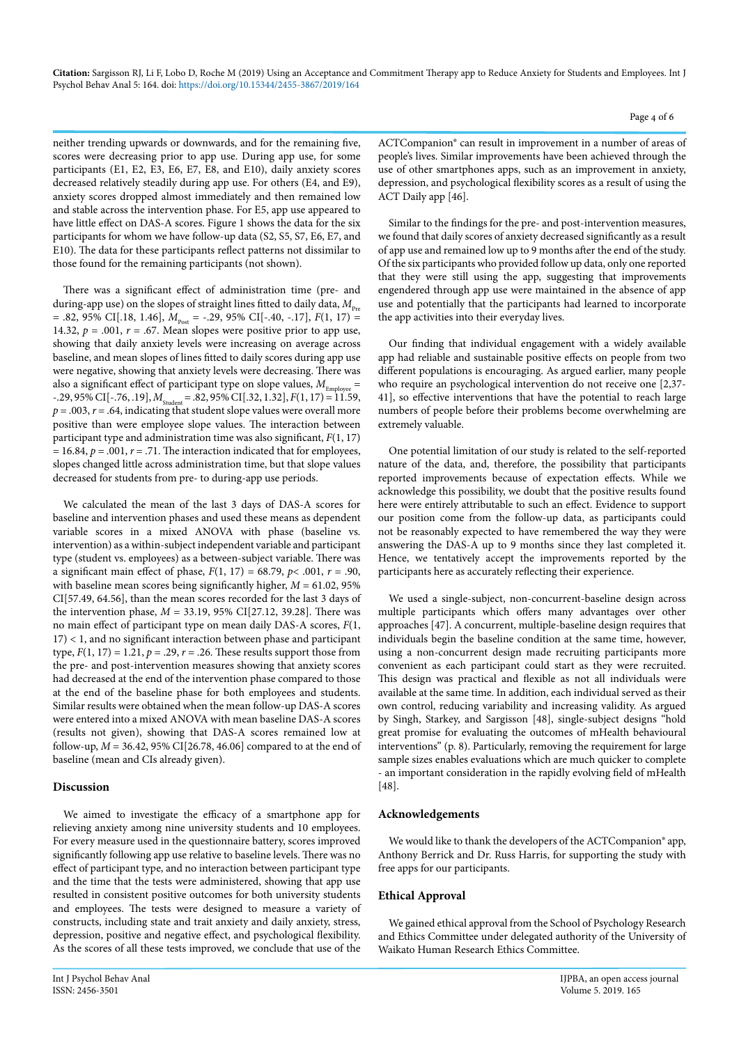neither trending upwards or downwards, and for the remaining five, scores were decreasing prior to app use. During app use, for some participants (E1, E2, E3, E6, E7, E8, and E10), daily anxiety scores decreased relatively steadily during app use. For others (E4, and E9), anxiety scores dropped almost immediately and then remained low and stable across the intervention phase. For E5, app use appeared to have little effect on DAS-A scores. Figure 1 shows the data for the six participants for whom we have follow-up data (S2, S5, S7, E6, E7, and E10). The data for these participants reflect patterns not dissimilar to those found for the remaining participants (not shown).

There was a significant effect of administration time (pre- and during-app use) on the slopes of straight lines fitted to daily data, $M_{Pre}$ = .82, 95% CI[.18, 1.46], $M_{Post}$ = -.29, 95% CI[-.40, -.17], $F(1, 17)$ = 14.32, $p$ = .001, $r$ = .67. Mean slopes were positive prior to app use, showing that daily anxiety levels were increasing on average across baseline, and mean slopes of lines fitted to daily scores during app use were negative, showing that anxiety levels were decreasing. There was also a significant effect of participant type on slope values, $M_{Employee}$ = -.29, 95% CI[-.76, .19], $M_{Student}$ = .82, 95% CI[.32, 1.32], $F(1, 17)$ = 11.59, $p$ = .003, $r$ = .64, indicating that student slope values were overall more positive than were employee slope values. The interaction between participant type and administration time was also significant, $F(1, 17)$ = 16.84, $p$ = .001, $r$ = .71. The interaction indicated that for employees, slopes changed little across administration time, but that slope values decreased for students from pre- to during-app use periods.

We calculated the mean of the last 3 days of DAS-A scores for baseline and intervention phases and used these means as dependent variable scores in a mixed ANOVA with phase (baseline vs. intervention) as a within-subject independent variable and participant type (student vs. employees) as a between-subject variable. There was a significant main effect of phase, $F(1, 17)$ = 68.79, $p$< .001, $r$ = .90, with baseline mean scores being significantly higher, $M$ = 61.02, 95% CI[57.49, 64.56], than the mean scores recorded for the last 3 days of the intervention phase, $M$ = 33.19, 95% CI[27.12, 39.28]. There was no main effect of participant type on mean daily DAS-A scores, $F(1, 17) < 1$, and no significant interaction between phase and participant type, $F(1, 17)$ = 1.21, $p$ = .29, $r$ = .26. These results support those from the pre- and post-intervention measures showing that anxiety scores had decreased at the end of the intervention phase compared to those at the end of the baseline phase for both employees and students. Similar results were obtained when the mean follow-up DAS-A scores were entered into a mixed ANOVA with mean baseline DAS-A scores (results not given), showing that DAS-A scores remained low at follow-up, $M$ = 36.42, 95% CI[26.78, 46.06] compared to at the end of baseline (mean and CIs already given).

## Discussion

We aimed to investigate the efficacy of a smartphone app for relieving anxiety among nine university students and 10 employees. For every measure used in the questionnaire battery, scores improved significantly following app use relative to baseline levels. There was no effect of participant type, and no interaction between participant type and the time that the tests were administered, showing that app use resulted in consistent positive outcomes for both university students and employees. The tests were designed to measure a variety of constructs, including state and trait anxiety and daily anxiety, stress, depression, positive and negative effect, and psychological flexibility. As the scores of all these tests improved, we conclude that use of the ACTCompanion® can result in improvement in a number of areas of people's lives. Similar improvements have been achieved through the use of other smartphones apps, such as an improvement in anxiety, depression, and psychological flexibility scores as a result of using the ACT Daily app [46].

Similar to the findings for the pre- and post-intervention measures, we found that daily scores of anxiety decreased significantly as a result of app use and remained low up to 9 months after the end of the study. Of the six participants who provided follow up data, only one reported that they were still using the app, suggesting that improvements engendered through app use were maintained in the absence of app use and potentially that the participants had learned to incorporate the app activities into their everyday lives.

Our finding that individual engagement with a widely available app had reliable and sustainable positive effects on people from two different populations is encouraging. As argued earlier, many people who require an psychological intervention do not receive one [2,37-41], so effective interventions that have the potential to reach large numbers of people before their problems become overwhelming are extremely valuable.

One potential limitation of our study is related to the self-reported nature of the data, and, therefore, the possibility that participants reported improvements because of expectation effects. While we acknowledge this possibility, we doubt that the positive results found here were entirely attributable to such an effect. Evidence to support our position come from the follow-up data, as participants could not be reasonably expected to have remembered the way they were answering the DAS-A up to 9 months since they last completed it. Hence, we tentatively accept the improvements reported by the participants here as accurately reflecting their experience.

We used a single-subject, non-concurrent-baseline design across multiple participants which offers many advantages over other approaches [47]. A concurrent, multiple-baseline design requires that individuals begin the baseline condition at the same time, however, using a non-concurrent design made recruiting participants more convenient as each participant could start as they were recruited. This design was practical and flexible as not all individuals were available at the same time. In addition, each individual served as their own control, reducing variability and increasing validity. As argued by Singh, Starkey, and Sargisson [48], single-subject designs "hold great promise for evaluating the outcomes of mHealth behavioural interventions" (p. 8). Particularly, removing the requirement for large sample sizes enables evaluations which are much quicker to complete - an important consideration in the rapidly evolving field of mHealth [48].

## Acknowledgements

We would like to thank the developers of the ACTCompanion® app, Anthony Berrick and Dr. Russ Harris, for supporting the study with free apps for our participants.

## Ethical Approval

We gained ethical approval from the School of Psychology Research and Ethics Committee under delegated authority of the University of Waikato Human Research Ethics Committee.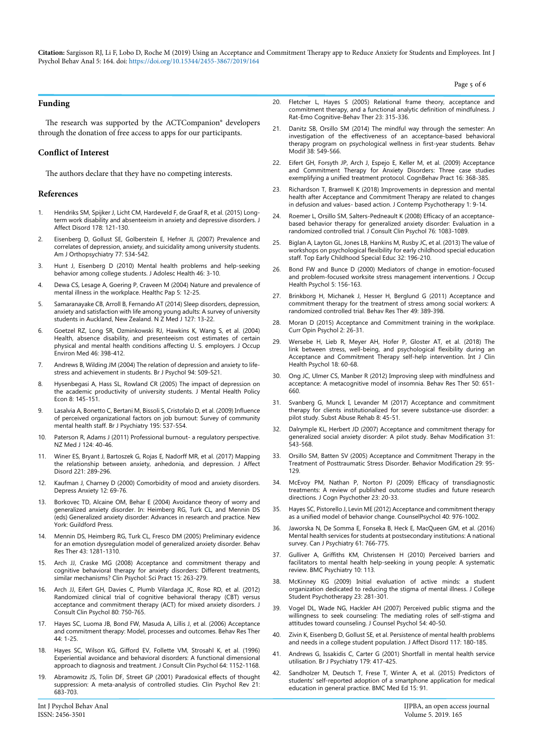## Funding

The research was supported by the ACTCompanion® developers through the donation of free access to apps for our participants.

## Conflict of Interest

The authors declare that they have no competing interests.

## References

1. Hendriks SM, Spijker J, Licht CM, Hardeveld F, de Graaf R, et al. (2015) Long-term work disability and absenteeism in anxiety and depressive disorders. J Affect Disord 178: 121-130.
2. Eisenberg D, Gollust SE, Golberstein E, Hefner JL (2007) Prevalence and correlates of depression, anxiety, and suicidality among university students. Am J Orthopsychiatry 77: 534-542.
3. Hunt J, Eisenberg D (2010) Mental health problems and help-seeking behavior among college students. J Adolesc Health 46: 3-10.
4. Dewa CS, Lesage A, Goering P, Craveen M (2004) Nature and prevalence of mental illness in the workplace. Healthc Pap 5: 12-25.
5. Samaranayake CB, Arroll B, Fernando AT (2014) Sleep disorders, depression, anxiety and satisfaction with life among young adults: A survey of university students in Auckland, New Zealand. N Z Med J 127: 13-22.
6. Goetzel RZ, Long SR, Ozminkowski RJ, Hawkins K, Wang S, et al. (2004) Health, absence disability, and presenteeism cost estimates of certain physical and mental health conditions affecting U. S. employers. J Occup Environ Med 46: 398-412.
7. Andrews B, Wilding JM (2004) The relation of depression and anxiety to life-stress and achievement in students. Br J Psychol 94: 509-521.
8. Hysenbegasi A, Hass SL, Rowland CR (2005) The impact of depression on the academic productivity of university students. J Mental Health Policy Econ 8: 145-151.
9. Lasalvia A, Bonetto C, Bertani M, Bissoli S, Cristofalo D, et al. (2009) Influence of perceived organizational factors on job burnout: Survey of community mental health staff. Br J Psychiatry 195: 537-554.
10. Paterson R, Adams J (2011) Professional burnout- a regulatory perspective. NZ Med J 124: 40-46.
11. Winer ES, Bryant J, Bartoszek G, Rojas E, Nadorff MR, et al. (2017) Mapping the relationship between anxiety, anhedonia, and depression. J Affect Disord 221: 289-296.
12. Kaufman J, Charney D (2000) Comorbidity of mood and anxiety disorders. Depress Anxiety 12: 69-76.
13. Borkovec TD, Alcaine OM, Behar E (2004) Avoidance theory of worry and generalized anxiety disorder. In: Heimberg RG, Turk CL, and Mennin DS (eds) Generalized anxiety disorder: Advances in research and practice. New York: Guildford Press.
14. Mennin DS, Heimberg RG, Turk CL, Fresco DM (2005) Preliminary evidence for an emotion dysregulation model of generalized anxiety disorder. Behav Res Ther 43: 1281-1310.
15. Arch JJ, Craske MG (2008) Acceptance and commitment therapy and cognitive behavioral therapy for anxiety disorders: Different treatments, similar mechanisms? Clin Psychol: Sci Pract 15: 263-279.
16. Arch JJ, Eifert GH, Davies C, Plumb Vilardaga JC, Rose RD, et al. (2012) Randomized clinical trial of cognitive behavioral therapy (CBT) versus acceptance and commitment therapy (ACT) for mixed anxiety disorders. J Consult Clin Psychol 80: 750-765.
17. Hayes SC, Luoma JB, Bond FW, Masuda A, Lillis J, et al. (2006) Acceptance and commitment therapy: Model, processes and outcomes. Behav Res Ther 44: 1-25.
18. Hayes SC, Wilson KG, Gifford EV, Follette VM, Strosahl K, et al. (1996) Experiential avoidance and behavioral disorders: A functional dimensional approach to diagnosis and treatment. J Consult Clin Psychol 64: 1152-1168.
19. Abramowitz JS, Tolin DF, Street GP (2001) Paradoxical effects of thought suppression: A meta-analysis of controlled studies. Clin Psychol Rev 21: 683-703.
20. Fletcher L, Hayes S (2005) Relational frame theory, acceptance and commitment therapy, and a functional analytic definition of mindfulness. J Rat-Emo Cognitive-Behav Ther 23: 315-336.
21. Danitz SB, Orsillo SM (2014) The mindful way through the semester: An investigation of the effectiveness of an acceptance-based behavioral therapy program on psychological wellness in first-year students. Behav Modif 38: 549-566.
22. Eifert GH, Forsyth JP, Arch J, Espejo E, Keller M, et al. (2009) Acceptance and Commitment Therapy for Anxiety Disorders: Three case studies exemplifying a unified treatment protocol. CognBehav Pract 16: 368-385.
23. Richardson T, Bramwell K (2018) Improvements in depression and mental health after Acceptance and Commitment Therapy are related to changes in defusion and values- based action. J Contemp Psychotherapy 1: 9-14.
24. Roemer L, Orsillo SM, Salters-Pedneault K (2008) Efficacy of an acceptance-based behavior therapy for generalized anxiety disorder: Evaluation in a randomized controlled trial. J Consult Clin Psychol 76: 1083-1089.
25. Biglan A, Layton GL, Jones LB, Hankins M, Rusby JC, et al. (2013) The value of workshops on psychological flexibility for early childhood special education staff. Top Early Childhood Special Educ 32: 196-210.
26. Bond FW and Bunce D (2000) Mediators of change in emotion-focused and problem-focused worksite stress management interventions. J Occup Health Psychol 5: 156-163.
27. Brinkborg H, Michanek J, Hesser H, Berglund G (2011) Acceptance and commitment therapy for the treatment of stress among social workers: A randomized controlled trial. Behav Res Ther 49: 389-398.
28. Moran D (2015) Acceptance and Commitment training in the workplace. Curr Opin Psychol 2: 26-31.
29. Wersebe H, Lieb R, Meyer AH, Hofer P, Gloster AT, et al. (2018) The link between stress, well-being, and psychological flexibility during an Acceptance and Commitment Therapy self-help intervention. Int J Clin Health Psychol 18: 60-68.
30. Ong JC, Ulmer CS, Manber R (2012) Improving sleep with mindfulness and acceptance: A metacognitive model of insomnia. Behav Res Ther 50: 651-660.
31. Svanberg G, Munck I, Levander M (2017) Acceptance and commitment therapy for clients institutionalized for severe substance-use disorder: a pilot study. Subst Abuse Rehab 8: 45-51.
32. Dalrymple KL, Herbert JD (2007) Acceptance and commitment therapy for generalized social anxiety disorder: A pilot study. Behav Modification 31: 543-568.
33. Orsillo SM, Batten SV (2005) Acceptance and Commitment Therapy in the Treatment of Posttraumatic Stress Disorder. Behavior Modification 29: 95-129.
34. McEvoy PM, Nathan P, Norton PJ (2009) Efficacy of transdiagnostic treatments: A review of published outcome studies and future research directions. J Cogn Psychother 23: 20-33.
35. Hayes SC, Pistorello J, Levin ME (2012) Acceptance and commitment therapy as a unified model of behavior change. CounselPsychol 40: 976-1002.
36. Jaworska N, De Somma E, Fonseka B, Heck E, MacQueen GM, et al. (2016) Mental health services for students at postsecondary institutions: A national survey. Can J Psychiatry 61: 766-775.
37. Gulliver A, Griffiths KM, Christensen H (2010) Perceived barriers and facilitators to mental health help-seeking in young people: A systematic review. BMC Psychiatry 10: 113.
38. McKinney KG (2009) Initial evaluation of active minds: a student organization dedicated to reducing the stigma of mental illness. J College Student Psychotherapy 23: 281-301.
39. Vogel DL, Wade NG, Hackler AH (2007) Perceived public stigma and the willingness to seek counseling: The mediating roles of self-stigma and attitudes toward counseling. J Counsel Psychol 54: 40-50.
40. Zivin K, Eisenberg D, Gollust SE, et al. Persistence of mental health problems and needs in a college student population. J Affect Disord 117: 180-185.
41. Andrews G, Issakidis C, Carter G (2001) Shortfall in mental health service utilisation. Br J Psychiatry 179: 417-425.
42. Sandholzer M, Deutsch T, Frese T, Winter A, et al. (2015) Predictors of students' self-reported adoption of a smartphone application for medical education in general practice. BMC Med Ed 15: 91.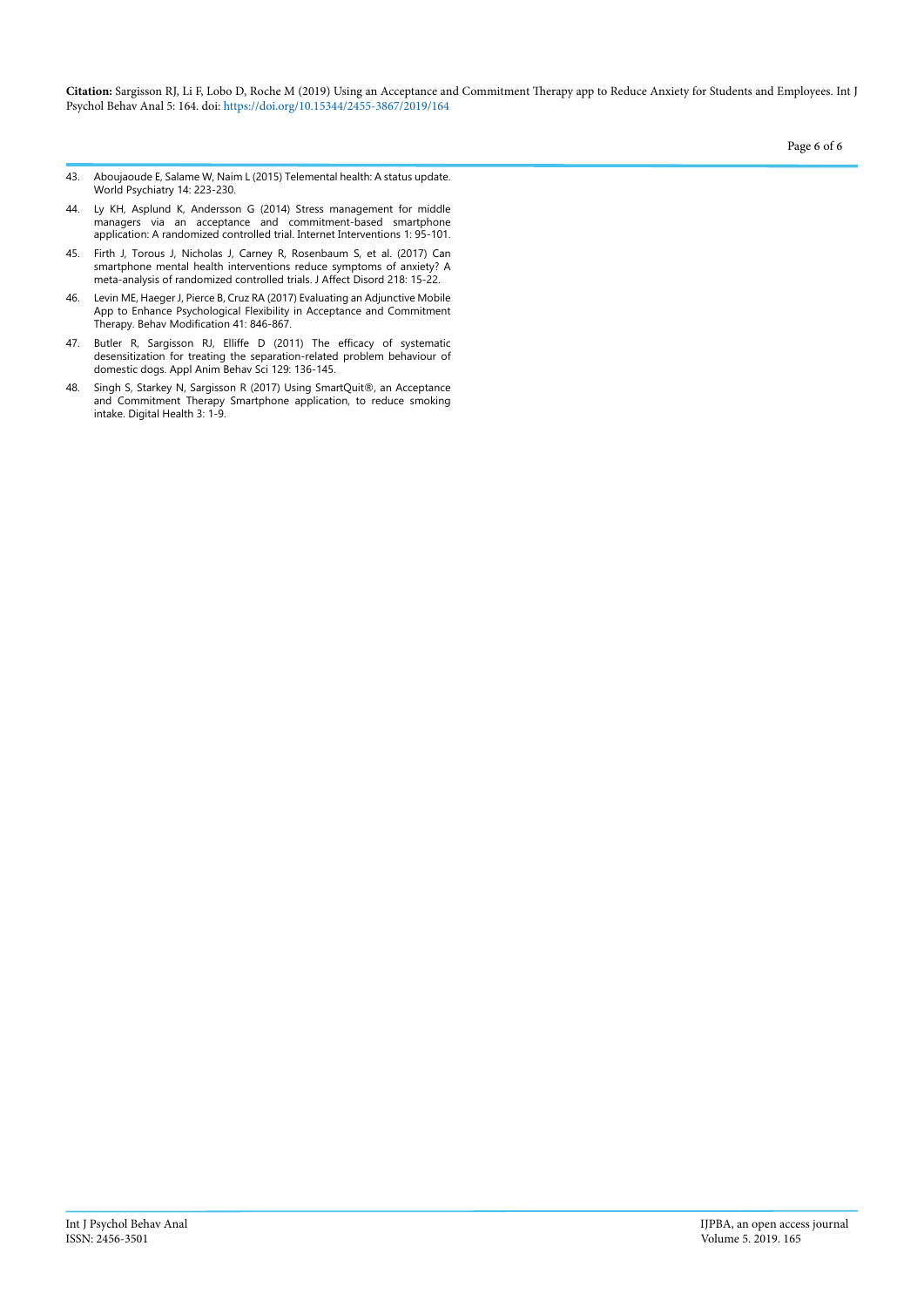43. Aboujaoude E, Salame W, Naim L (2015) Telemental health: A status update. World Psychiatry 14: 223-230.
44. Ly KH, Asplund K, Andersson G (2014) Stress management for middle managers via an acceptance and commitment-based smartphone application: A randomized controlled trial. Internet Interventions 1: 95-101.
45. Firth J, Torous J, Nicholas J, Carney R, Rosenbaum S, et al. (2017) Can smartphone mental health interventions reduce symptoms of anxiety? A meta-analysis of randomized controlled trials. J Affect Disord 218: 15-22.
46. Levin ME, Haeger J, Pierce B, Cruz RA (2017) Evaluating an Adjunctive Mobile App to Enhance Psychological Flexibility in Acceptance and Commitment Therapy. Behav Modification 41: 846-867.
47. Butler R, Sargisson RJ, Elliffe D (2011) The efficacy of systematic desensitization for treating the separation-related problem behaviour of domestic dogs. Appl Anim Behav Sci 129: 136-145.
48. Singh S, Starkey N, Sargisson R (2017) Using SmartQuit®, an Acceptance and Commitment Therapy Smartphone application, to reduce smoking intake. Digital Health 3: 1-9.